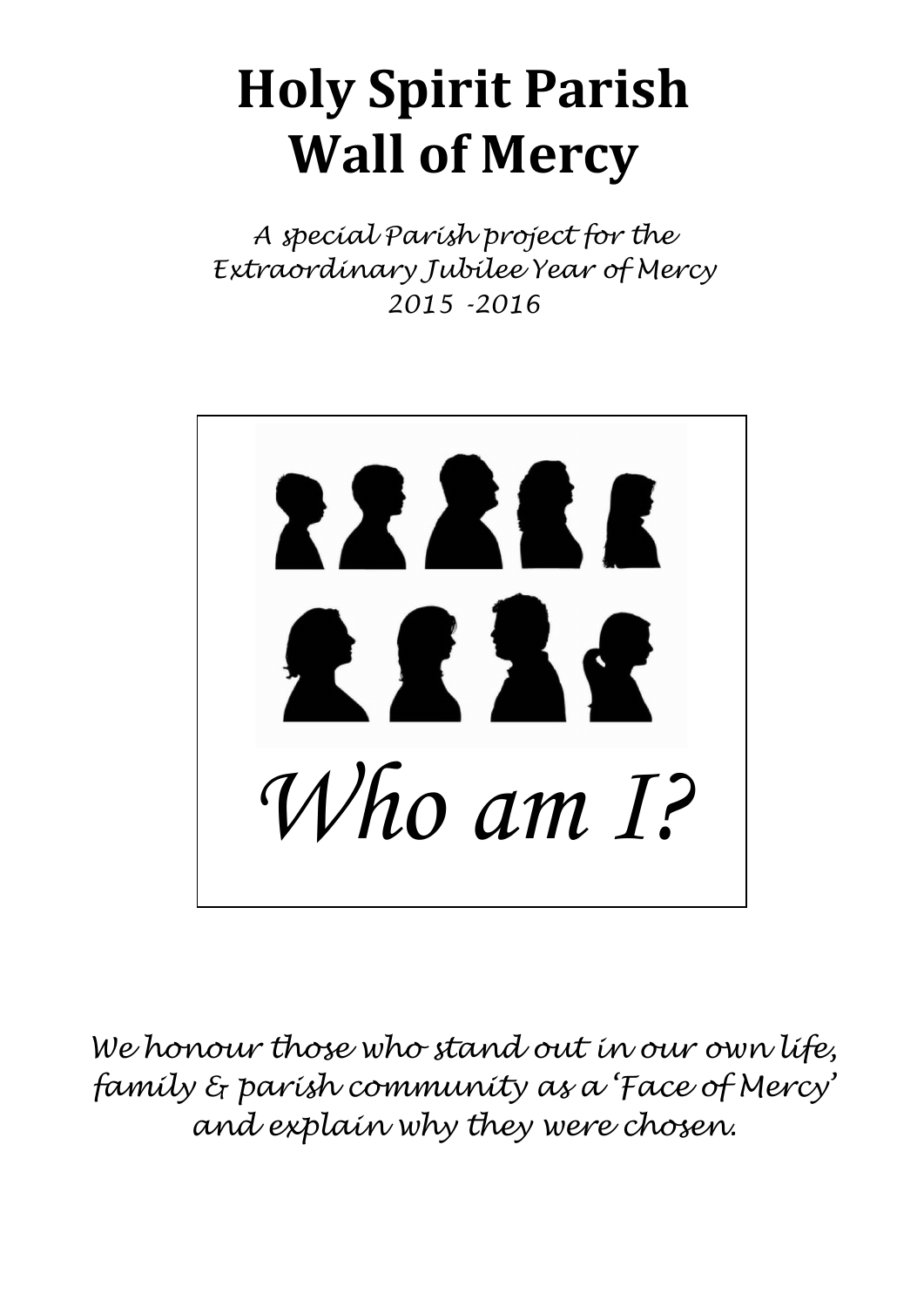# Holy Spirit Parish
# Wall of Mercy

*A special Parish project for the Extraordinary Jubilee Year of Mercy 2015 -2016*

*Who am I?*

*We honour those who stand out in our own life, family & parish community as a 'Face of Mercy' and explain why they were chosen.*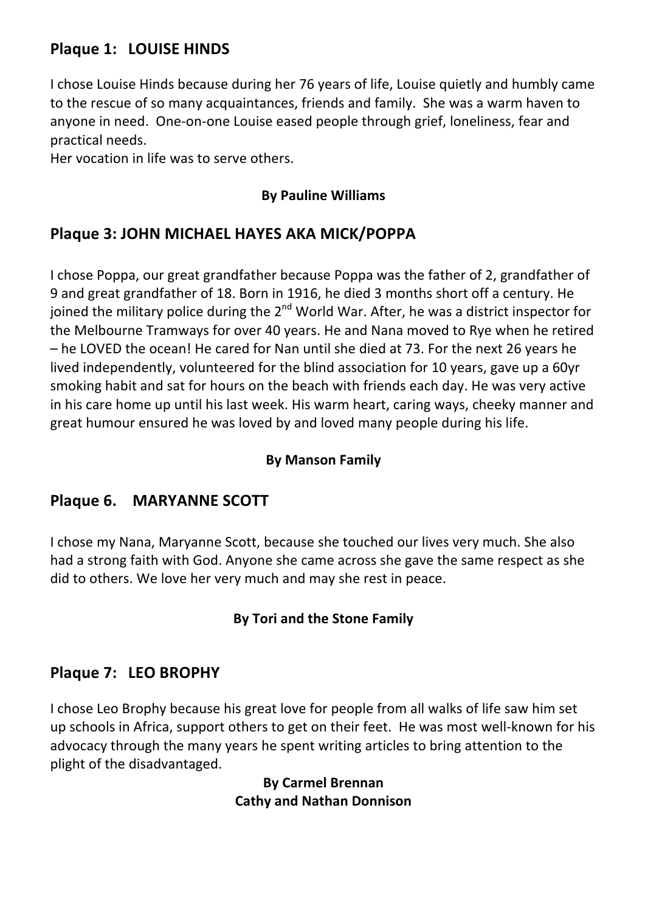## Plaque 1: LOUISE HINDS

I chose Louise Hinds because during her 76 years of life, Louise quietly and humbly came to the rescue of so many acquaintances, friends and family. She was a warm haven to anyone in need. One-on-one Louise eased people through grief, loneliness, fear and practical needs.
Her vocation in life was to serve others.

**By Pauline Williams**

## Plaque 3: JOHN MICHAEL HAYES AKA MICK/POPPA

I chose Poppa, our great grandfather because Poppa was the father of 2, grandfather of 9 and great grandfather of 18. Born in 1916, he died 3 months short off a century. He joined the military police during the 2nd World War. After, he was a district inspector for the Melbourne Tramways for over 40 years. He and Nana moved to Rye when he retired – he LOVED the ocean! He cared for Nan until she died at 73. For the next 26 years he lived independently, volunteered for the blind association for 10 years, gave up a 60yr smoking habit and sat for hours on the beach with friends each day. He was very active in his care home up until his last week. His warm heart, caring ways, cheeky manner and great humour ensured he was loved by and loved many people during his life.

**By Manson Family**

## Plaque 6. MARYANNE SCOTT

I chose my Nana, Maryanne Scott, because she touched our lives very much. She also had a strong faith with God. Anyone she came across she gave the same respect as she did to others. We love her very much and may she rest in peace.

**By Tori and the Stone Family**

## Plaque 7: LEO BROPHY

I chose Leo Brophy because his great love for people from all walks of life saw him set up schools in Africa, support others to get on their feet. He was most well-known for his advocacy through the many years he spent writing articles to bring attention to the plight of the disadvantaged.

**By Carmel Brennan**
**Cathy and Nathan Donnison**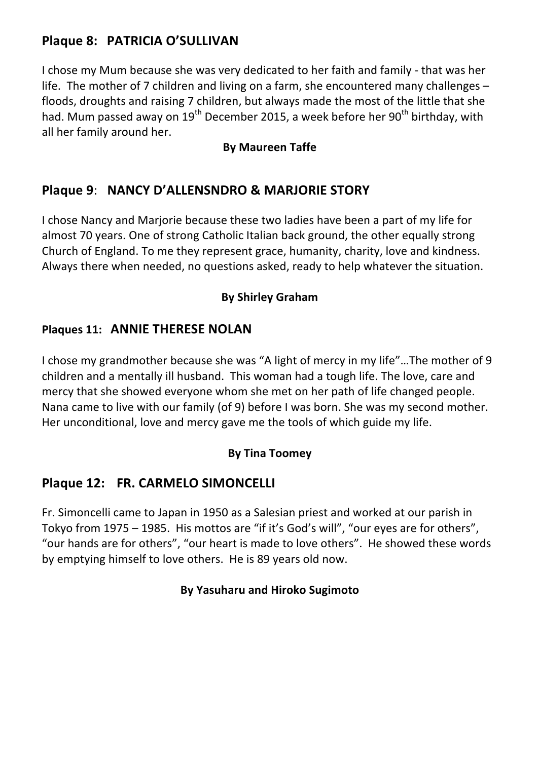## Plaque 8: PATRICIA O'SULLIVAN

I chose my Mum because she was very dedicated to her faith and family - that was her life. The mother of 7 children and living on a farm, she encountered many challenges – floods, droughts and raising 7 children, but always made the most of the little that she had. Mum passed away on 19th December 2015, a week before her 90th birthday, with all her family around her.

**By Maureen Taffe**

## Plaque 9: NANCY D'ALLENSNDRO & MARJORIE STORY

I chose Nancy and Marjorie because these two ladies have been a part of my life for almost 70 years. One of strong Catholic Italian back ground, the other equally strong Church of England. To me they represent grace, humanity, charity, love and kindness. Always there when needed, no questions asked, ready to help whatever the situation.

**By Shirley Graham**

## Plaques 11: ANNIE THERESE NOLAN

I chose my grandmother because she was "A light of mercy in my life"…The mother of 9 children and a mentally ill husband. This woman had a tough life. The love, care and mercy that she showed everyone whom she met on her path of life changed people. Nana came to live with our family (of 9) before I was born. She was my second mother. Her unconditional, love and mercy gave me the tools of which guide my life.

**By Tina Toomey**

## Plaque 12: FR. CARMELO SIMONCELLI

Fr. Simoncelli came to Japan in 1950 as a Salesian priest and worked at our parish in Tokyo from 1975 – 1985. His mottos are "if it's God's will", "our eyes are for others", "our hands are for others", "our heart is made to love others". He showed these words by emptying himself to love others. He is 89 years old now.

**By Yasuharu and Hiroko Sugimoto**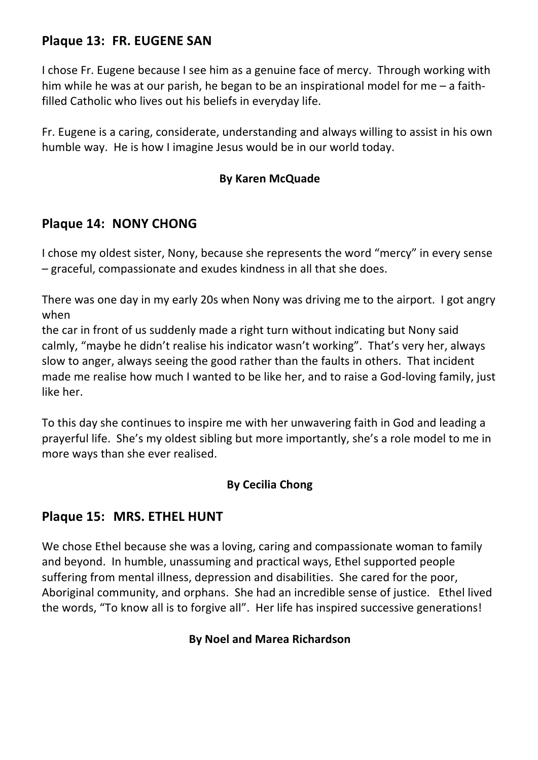## Plaque 13:  FR. EUGENE SAN

I chose Fr. Eugene because I see him as a genuine face of mercy.  Through working with him while he was at our parish, he began to be an inspirational model for me – a faith-filled Catholic who lives out his beliefs in everyday life.

Fr. Eugene is a caring, considerate, understanding and always willing to assist in his own humble way.  He is how I imagine Jesus would be in our world today.

**By Karen McQuade**

## Plaque 14:  NONY CHONG

I chose my oldest sister, Nony, because she represents the word "mercy" in every sense – graceful, compassionate and exudes kindness in all that she does.

There was one day in my early 20s when Nony was driving me to the airport.  I got angry when
the car in front of us suddenly made a right turn without indicating but Nony said calmly, "maybe he didn't realise his indicator wasn't working".  That's very her, always slow to anger, always seeing the good rather than the faults in others.  That incident made me realise how much I wanted to be like her, and to raise a God-loving family, just like her.

To this day she continues to inspire me with her unwavering faith in God and leading a prayerful life.  She's my oldest sibling but more importantly, she's a role model to me in more ways than she ever realised.

**By Cecilia Chong**

## Plaque 15:  MRS. ETHEL HUNT

We chose Ethel because she was a loving, caring and compassionate woman to family and beyond.  In humble, unassuming and practical ways, Ethel supported people suffering from mental illness, depression and disabilities.  She cared for the poor, Aboriginal community, and orphans.  She had an incredible sense of justice.  Ethel lived the words, "To know all is to forgive all".  Her life has inspired successive generations!

**By Noel and Marea Richardson**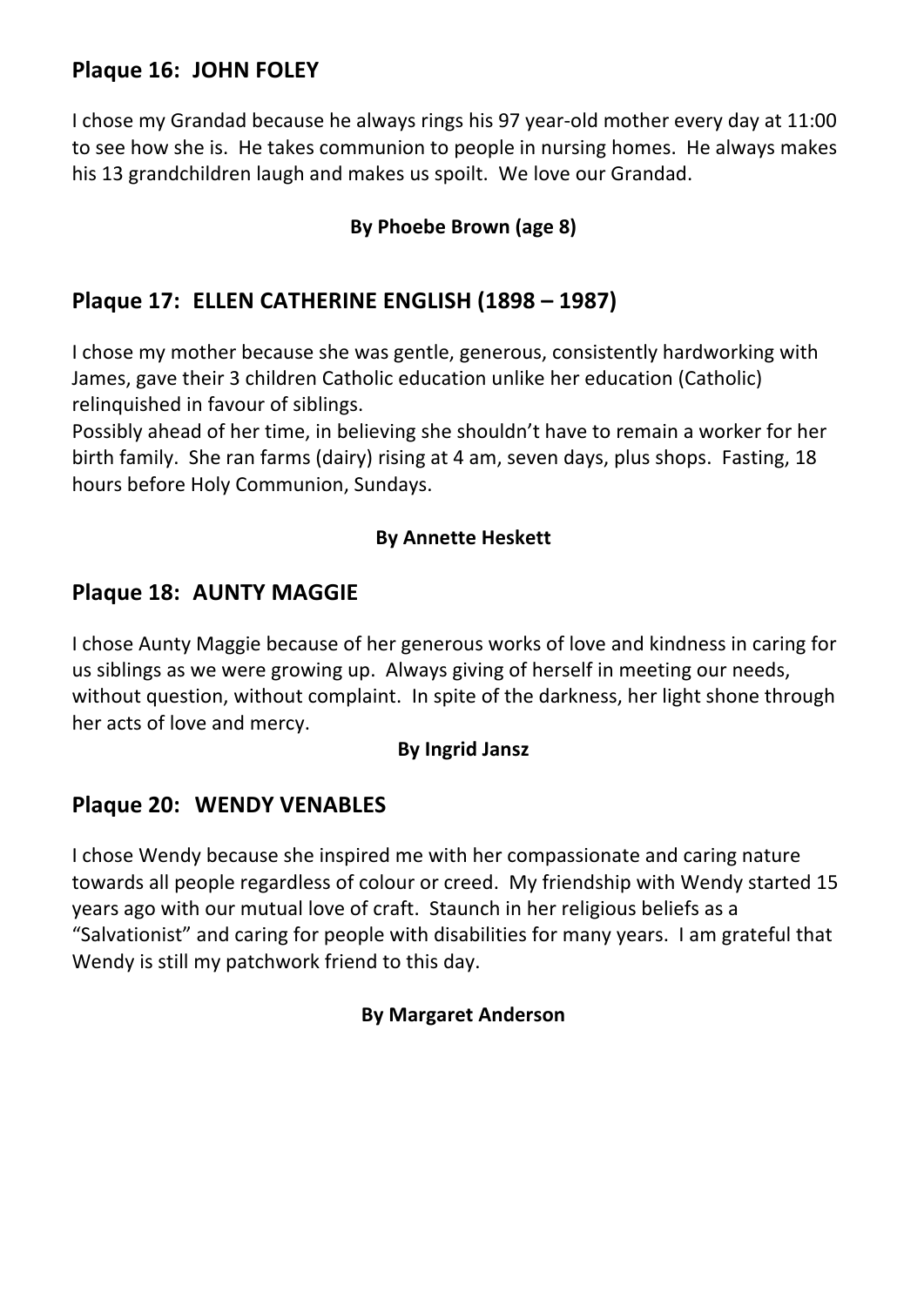## Plaque 16: JOHN FOLEY

I chose my Grandad because he always rings his 97 year-old mother every day at 11:00 to see how she is. He takes communion to people in nursing homes. He always makes his 13 grandchildren laugh and makes us spoilt. We love our Grandad.

**By Phoebe Brown (age 8)**

## Plaque 17: ELLEN CATHERINE ENGLISH (1898 – 1987)

I chose my mother because she was gentle, generous, consistently hardworking with James, gave their 3 children Catholic education unlike her education (Catholic) relinquished in favour of siblings.

Possibly ahead of her time, in believing she shouldn't have to remain a worker for her birth family. She ran farms (dairy) rising at 4 am, seven days, plus shops. Fasting, 18 hours before Holy Communion, Sundays.

**By Annette Heskett**

## Plaque 18: AUNTY MAGGIE

I chose Aunty Maggie because of her generous works of love and kindness in caring for us siblings as we were growing up. Always giving of herself in meeting our needs, without question, without complaint. In spite of the darkness, her light shone through her acts of love and mercy.

**By Ingrid Jansz**

## Plaque 20: WENDY VENABLES

I chose Wendy because she inspired me with her compassionate and caring nature towards all people regardless of colour or creed. My friendship with Wendy started 15 years ago with our mutual love of craft. Staunch in her religious beliefs as a "Salvationist" and caring for people with disabilities for many years. I am grateful that Wendy is still my patchwork friend to this day.

**By Margaret Anderson**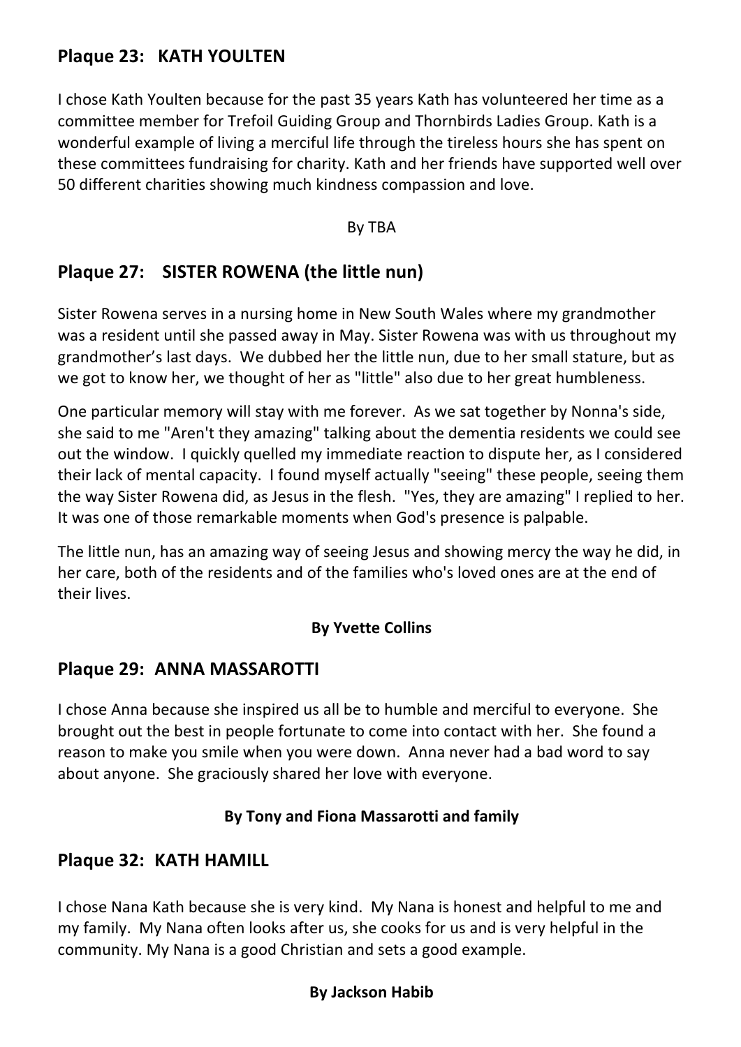## Plaque 23: KATH YOULTEN

I chose Kath Youlten because for the past 35 years Kath has volunteered her time as a committee member for Trefoil Guiding Group and Thornbirds Ladies Group. Kath is a wonderful example of living a merciful life through the tireless hours she has spent on these committees fundraising for charity. Kath and her friends have supported well over 50 different charities showing much kindness compassion and love.

By TBA

## Plaque 27: SISTER ROWENA (the little nun)

Sister Rowena serves in a nursing home in New South Wales where my grandmother was a resident until she passed away in May. Sister Rowena was with us throughout my grandmother's last days. We dubbed her the little nun, due to her small stature, but as we got to know her, we thought of her as "little" also due to her great humbleness.

One particular memory will stay with me forever. As we sat together by Nonna's side, she said to me "Aren't they amazing" talking about the dementia residents we could see out the window. I quickly quelled my immediate reaction to dispute her, as I considered their lack of mental capacity. I found myself actually "seeing" these people, seeing them the way Sister Rowena did, as Jesus in the flesh. "Yes, they are amazing" I replied to her. It was one of those remarkable moments when God's presence is palpable.

The little nun, has an amazing way of seeing Jesus and showing mercy the way he did, in her care, both of the residents and of the families who's loved ones are at the end of their lives.

**By Yvette Collins**

## Plaque 29: ANNA MASSAROTTI

I chose Anna because she inspired us all be to humble and merciful to everyone. She brought out the best in people fortunate to come into contact with her. She found a reason to make you smile when you were down. Anna never had a bad word to say about anyone. She graciously shared her love with everyone.

**By Tony and Fiona Massarotti and family**

## Plaque 32: KATH HAMILL

I chose Nana Kath because she is very kind. My Nana is honest and helpful to me and my family. My Nana often looks after us, she cooks for us and is very helpful in the community. My Nana is a good Christian and sets a good example.

**By Jackson Habib**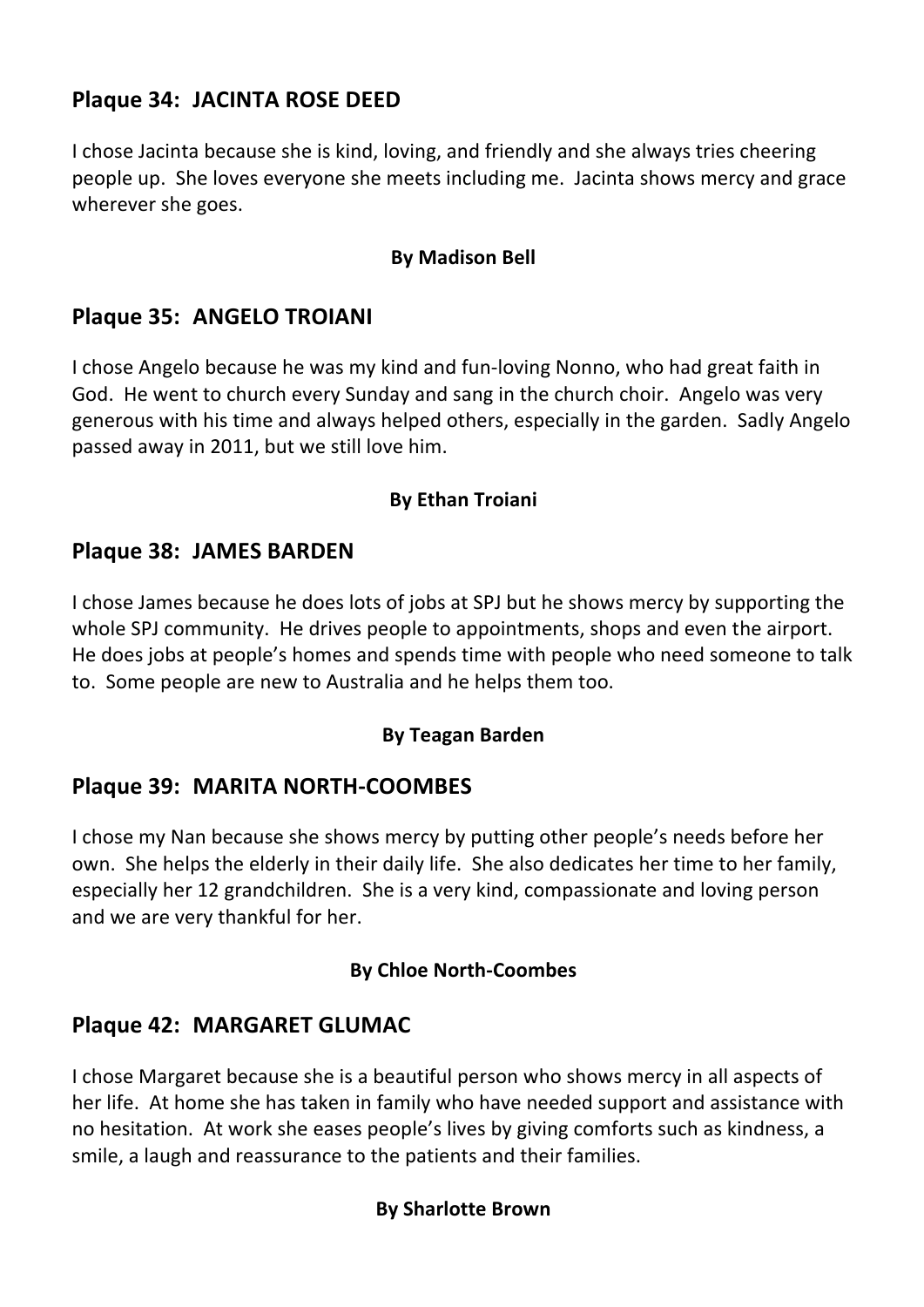## Plaque 34: JACINTA ROSE DEED

I chose Jacinta because she is kind, loving, and friendly and she always tries cheering people up. She loves everyone she meets including me. Jacinta shows mercy and grace wherever she goes.

**By Madison Bell**

## Plaque 35: ANGELO TROIANI

I chose Angelo because he was my kind and fun-loving Nonno, who had great faith in God. He went to church every Sunday and sang in the church choir. Angelo was very generous with his time and always helped others, especially in the garden. Sadly Angelo passed away in 2011, but we still love him.

**By Ethan Troiani**

## Plaque 38: JAMES BARDEN

I chose James because he does lots of jobs at SPJ but he shows mercy by supporting the whole SPJ community. He drives people to appointments, shops and even the airport. He does jobs at people's homes and spends time with people who need someone to talk to. Some people are new to Australia and he helps them too.

**By Teagan Barden**

## Plaque 39: MARITA NORTH-COOMBES

I chose my Nan because she shows mercy by putting other people's needs before her own. She helps the elderly in their daily life. She also dedicates her time to her family, especially her 12 grandchildren. She is a very kind, compassionate and loving person and we are very thankful for her.

**By Chloe North-Coombes**

## Plaque 42: MARGARET GLUMAC

I chose Margaret because she is a beautiful person who shows mercy in all aspects of her life. At home she has taken in family who have needed support and assistance with no hesitation. At work she eases people's lives by giving comforts such as kindness, a smile, a laugh and reassurance to the patients and their families.

**By Sharlotte Brown**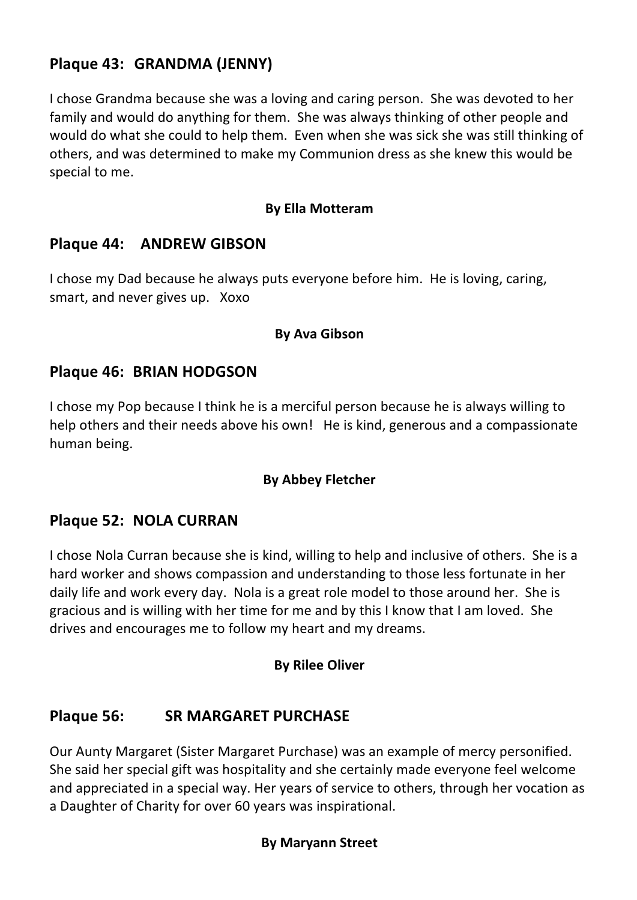## Plaque 43: GRANDMA (JENNY)

I chose Grandma because she was a loving and caring person. She was devoted to her family and would do anything for them. She was always thinking of other people and would do what she could to help them. Even when she was sick she was still thinking of others, and was determined to make my Communion dress as she knew this would be special to me.

**By Ella Motteram**

## Plaque 44: ANDREW GIBSON

I chose my Dad because he always puts everyone before him. He is loving, caring, smart, and never gives up. Xoxo

**By Ava Gibson**

## Plaque 46: BRIAN HODGSON

I chose my Pop because I think he is a merciful person because he is always willing to help others and their needs above his own! He is kind, generous and a compassionate human being.

**By Abbey Fletcher**

## Plaque 52: NOLA CURRAN

I chose Nola Curran because she is kind, willing to help and inclusive of others. She is a hard worker and shows compassion and understanding to those less fortunate in her daily life and work every day. Nola is a great role model to those around her. She is gracious and is willing with her time for me and by this I know that I am loved. She drives and encourages me to follow my heart and my dreams.

**By Rilee Oliver**

## Plaque 56: SR MARGARET PURCHASE

Our Aunty Margaret (Sister Margaret Purchase) was an example of mercy personified. She said her special gift was hospitality and she certainly made everyone feel welcome and appreciated in a special way. Her years of service to others, through her vocation as a Daughter of Charity for over 60 years was inspirational.

**By Maryann Street**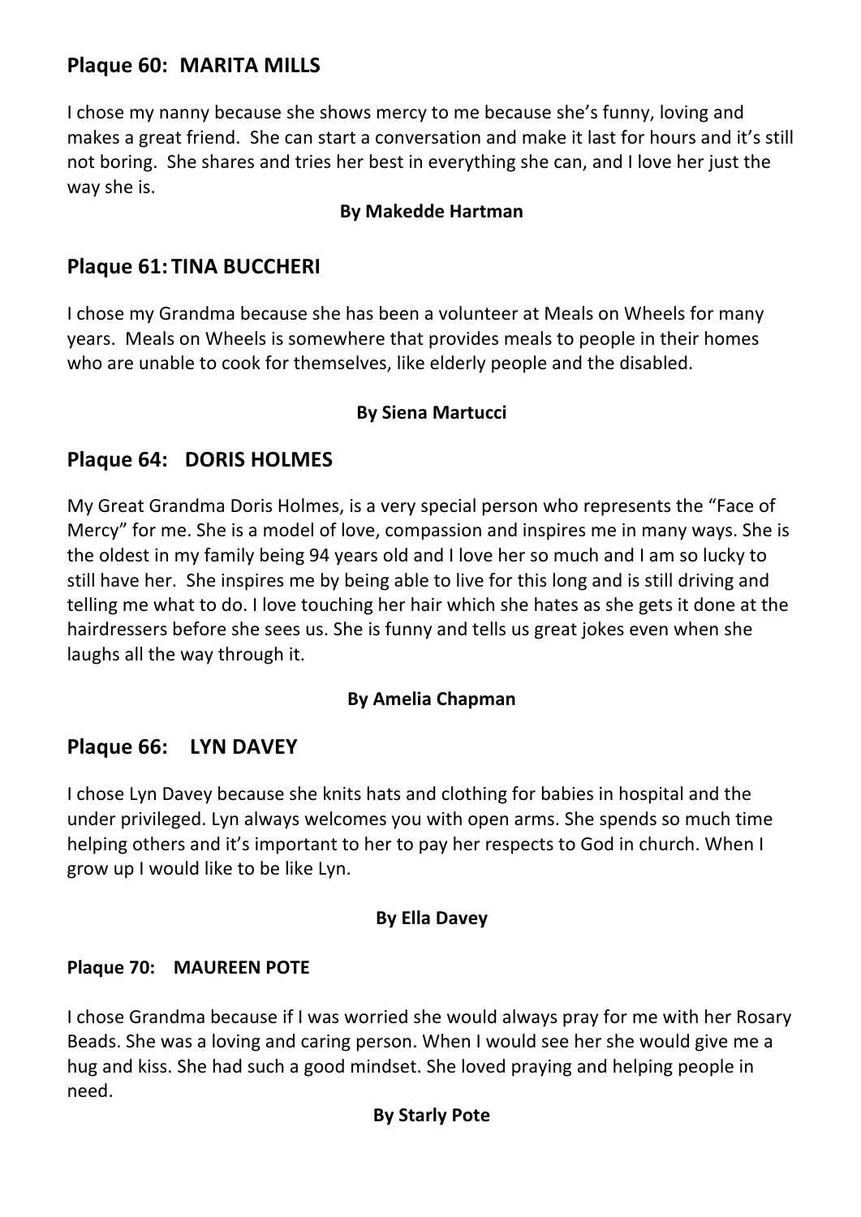## Plaque 60: MARITA MILLS

I chose my nanny because she shows mercy to me because she's funny, loving and makes a great friend. She can start a conversation and make it last for hours and it's still not boring. She shares and tries her best in everything she can, and I love her just the way she is.

**By Makedde Hartman**

## Plaque 61: TINA BUCCHERI

I chose my Grandma because she has been a volunteer at Meals on Wheels for many years. Meals on Wheels is somewhere that provides meals to people in their homes who are unable to cook for themselves, like elderly people and the disabled.

**By Siena Martucci**

## Plaque 64: DORIS HOLMES

My Great Grandma Doris Holmes, is a very special person who represents the "Face of Mercy" for me. She is a model of love, compassion and inspires me in many ways. She is the oldest in my family being 94 years old and I love her so much and I am so lucky to still have her. She inspires me by being able to live for this long and is still driving and telling me what to do. I love touching her hair which she hates as she gets it done at the hairdressers before she sees us. She is funny and tells us great jokes even when she laughs all the way through it.

**By Amelia Chapman**

## Plaque 66: LYN DAVEY

I chose Lyn Davey because she knits hats and clothing for babies in hospital and the under privileged. Lyn always welcomes you with open arms. She spends so much time helping others and it's important to her to pay her respects to God in church. When I grow up I would like to be like Lyn.

**By Ella Davey**

### Plaque 70: MAUREEN POTE

I chose Grandma because if I was worried she would always pray for me with her Rosary Beads. She was a loving and caring person. When I would see her she would give me a hug and kiss. She had such a good mindset. She loved praying and helping people in need.

**By Starly Pote**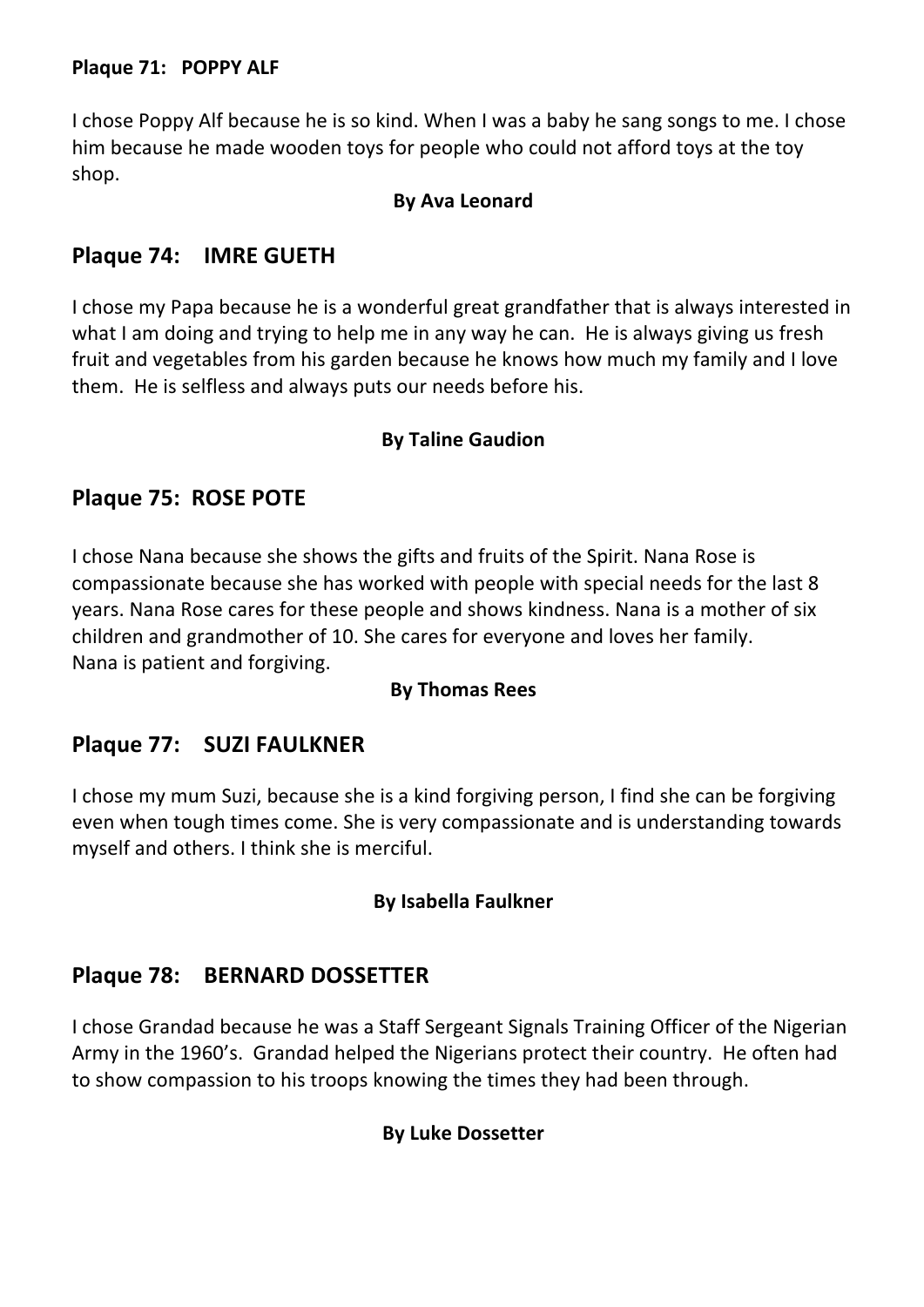**Plaque 71: POPPY ALF**

I chose Poppy Alf because he is so kind. When I was a baby he sang songs to me. I chose him because he made wooden toys for people who could not afford toys at the toy shop.

**By Ava Leonard**

## Plaque 74: IMRE GUETH

I chose my Papa because he is a wonderful great grandfather that is always interested in what I am doing and trying to help me in any way he can. He is always giving us fresh fruit and vegetables from his garden because he knows how much my family and I love them. He is selfless and always puts our needs before his.

**By Taline Gaudion**

## Plaque 75: ROSE POTE

I chose Nana because she shows the gifts and fruits of the Spirit. Nana Rose is compassionate because she has worked with people with special needs for the last 8 years. Nana Rose cares for these people and shows kindness. Nana is a mother of six children and grandmother of 10. She cares for everyone and loves her family.
Nana is patient and forgiving.

**By Thomas Rees**

## Plaque 77: SUZI FAULKNER

I chose my mum Suzi, because she is a kind forgiving person, I find she can be forgiving even when tough times come. She is very compassionate and is understanding towards myself and others. I think she is merciful.

**By Isabella Faulkner**

## Plaque 78: BERNARD DOSSETTER

I chose Grandad because he was a Staff Sergeant Signals Training Officer of the Nigerian Army in the 1960's. Grandad helped the Nigerians protect their country. He often had to show compassion to his troops knowing the times they had been through.

**By Luke Dossetter**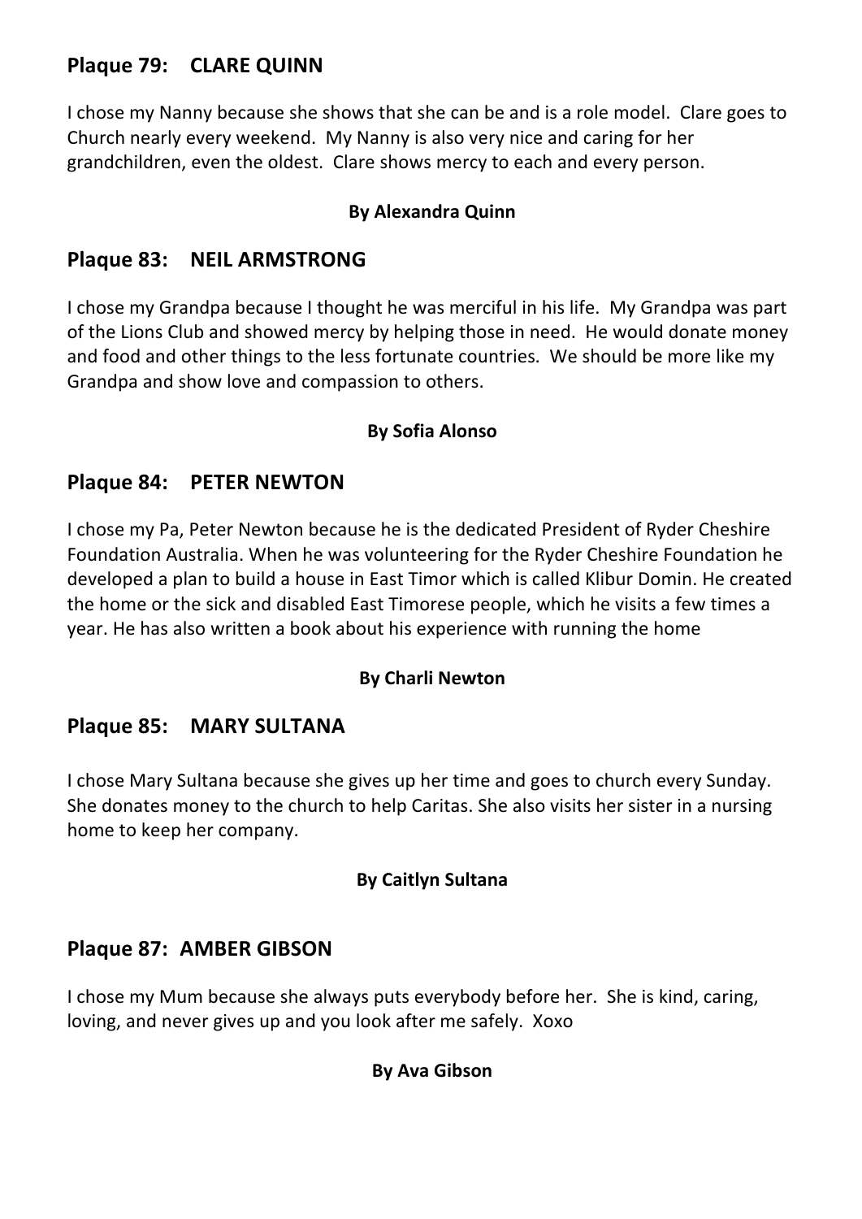## Plaque 79: CLARE QUINN

I chose my Nanny because she shows that she can be and is a role model. Clare goes to Church nearly every weekend. My Nanny is also very nice and caring for her grandchildren, even the oldest. Clare shows mercy to each and every person.

**By Alexandra Quinn**

## Plaque 83: NEIL ARMSTRONG

I chose my Grandpa because I thought he was merciful in his life. My Grandpa was part of the Lions Club and showed mercy by helping those in need. He would donate money and food and other things to the less fortunate countries. We should be more like my Grandpa and show love and compassion to others.

**By Sofia Alonso**

## Plaque 84: PETER NEWTON

I chose my Pa, Peter Newton because he is the dedicated President of Ryder Cheshire Foundation Australia. When he was volunteering for the Ryder Cheshire Foundation he developed a plan to build a house in East Timor which is called Klibur Domin. He created the home or the sick and disabled East Timorese people, which he visits a few times a year. He has also written a book about his experience with running the home

**By Charli Newton**

## Plaque 85: MARY SULTANA

I chose Mary Sultana because she gives up her time and goes to church every Sunday. She donates money to the church to help Caritas. She also visits her sister in a nursing home to keep her company.

**By Caitlyn Sultana**

## Plaque 87: AMBER GIBSON

I chose my Mum because she always puts everybody before her. She is kind, caring, loving, and never gives up and you look after me safely. Xoxo

**By Ava Gibson**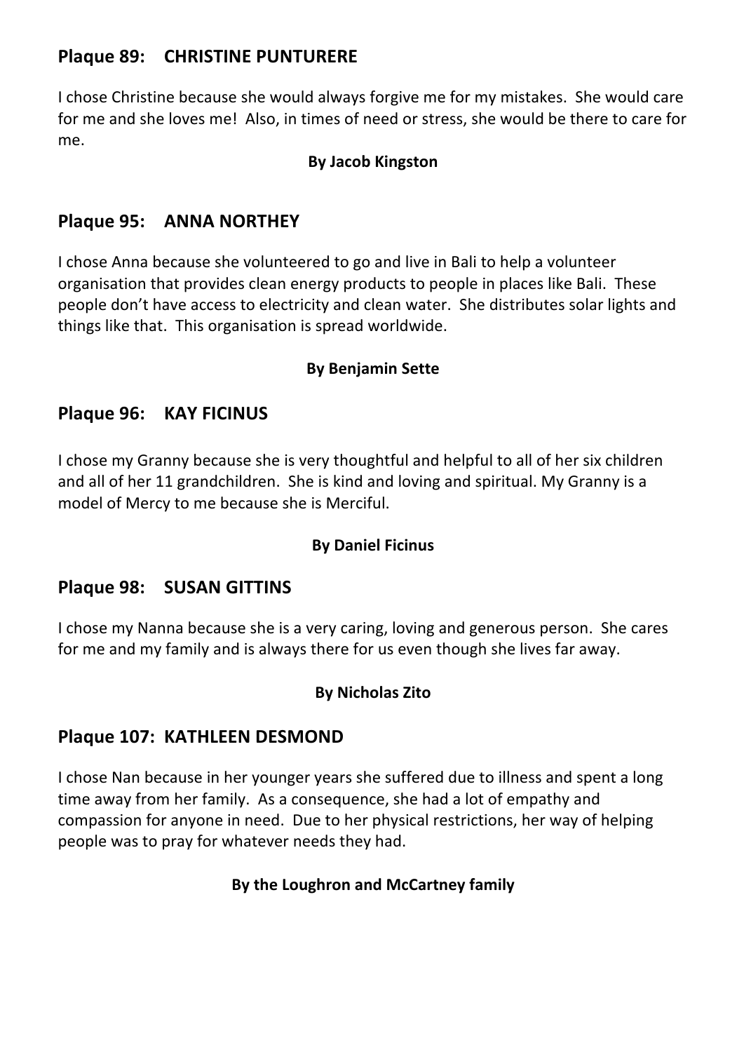## Plaque 89: CHRISTINE PUNTURERE

I chose Christine because she would always forgive me for my mistakes. She would care for me and she loves me! Also, in times of need or stress, she would be there to care for me.

**By Jacob Kingston**

## Plaque 95: ANNA NORTHEY

I chose Anna because she volunteered to go and live in Bali to help a volunteer organisation that provides clean energy products to people in places like Bali. These people don't have access to electricity and clean water. She distributes solar lights and things like that. This organisation is spread worldwide.

**By Benjamin Sette**

## Plaque 96: KAY FICINUS

I chose my Granny because she is very thoughtful and helpful to all of her six children and all of her 11 grandchildren. She is kind and loving and spiritual. My Granny is a model of Mercy to me because she is Merciful.

**By Daniel Ficinus**

## Plaque 98: SUSAN GITTINS

I chose my Nanna because she is a very caring, loving and generous person. She cares for me and my family and is always there for us even though she lives far away.

**By Nicholas Zito**

## Plaque 107: KATHLEEN DESMOND

I chose Nan because in her younger years she suffered due to illness and spent a long time away from her family. As a consequence, she had a lot of empathy and compassion for anyone in need. Due to her physical restrictions, her way of helping people was to pray for whatever needs they had.

**By the Loughron and McCartney family**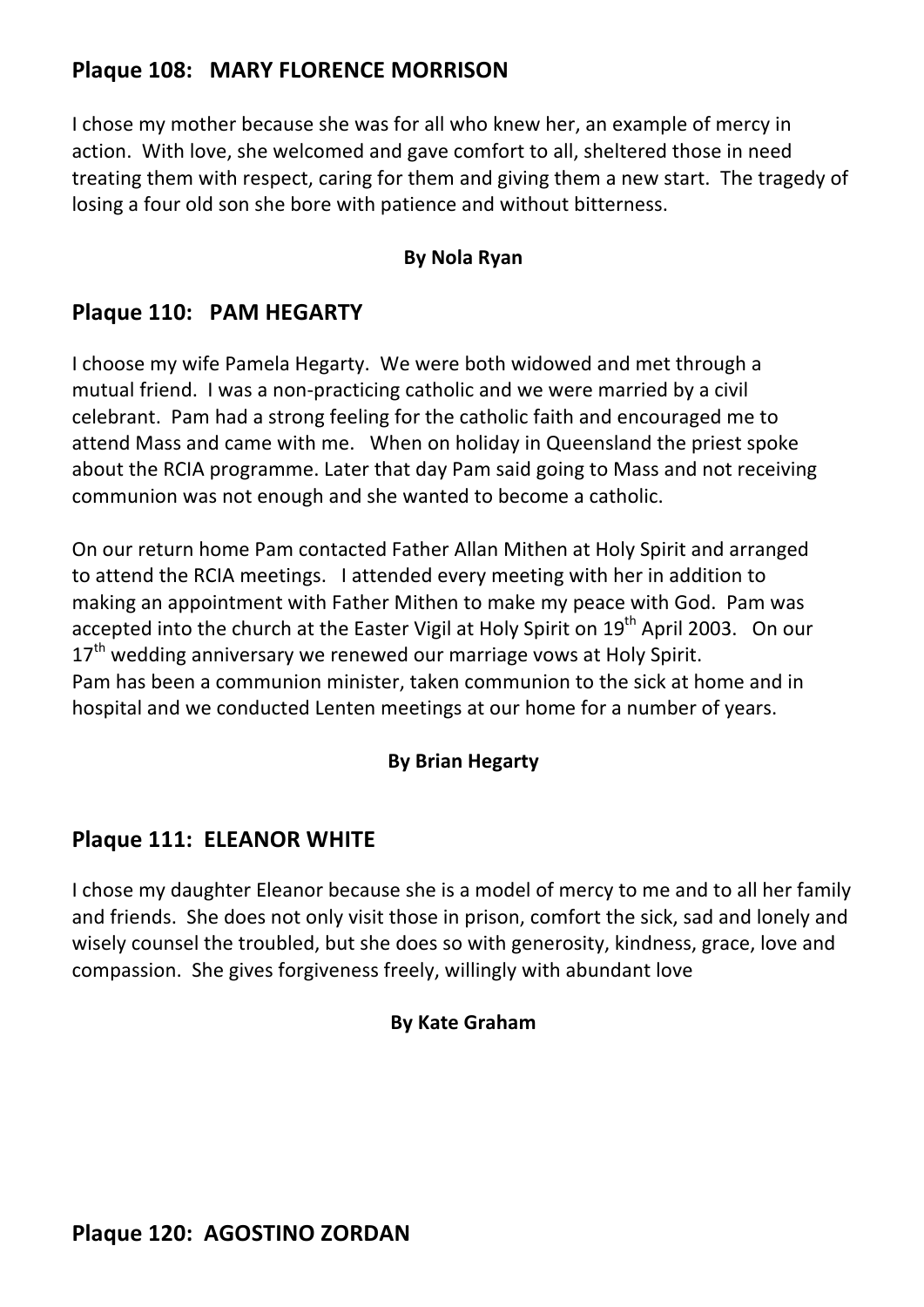## Plaque 108: MARY FLORENCE MORRISON

I chose my mother because she was for all who knew her, an example of mercy in action. With love, she welcomed and gave comfort to all, sheltered those in need treating them with respect, caring for them and giving them a new start. The tragedy of losing a four old son she bore with patience and without bitterness.

**By Nola Ryan**

## Plaque 110: PAM HEGARTY

I choose my wife Pamela Hegarty. We were both widowed and met through a mutual friend. I was a non-practicing catholic and we were married by a civil celebrant. Pam had a strong feeling for the catholic faith and encouraged me to attend Mass and came with me. When on holiday in Queensland the priest spoke about the RCIA programme. Later that day Pam said going to Mass and not receiving communion was not enough and she wanted to become a catholic.

On our return home Pam contacted Father Allan Mithen at Holy Spirit and arranged to attend the RCIA meetings. I attended every meeting with her in addition to making an appointment with Father Mithen to make my peace with God. Pam was accepted into the church at the Easter Vigil at Holy Spirit on 19th April 2003. On our 17th wedding anniversary we renewed our marriage vows at Holy Spirit.
Pam has been a communion minister, taken communion to the sick at home and in hospital and we conducted Lenten meetings at our home for a number of years.

**By Brian Hegarty**

## Plaque 111: ELEANOR WHITE

I chose my daughter Eleanor because she is a model of mercy to me and to all her family and friends. She does not only visit those in prison, comfort the sick, sad and lonely and wisely counsel the troubled, but she does so with generosity, kindness, grace, love and compassion. She gives forgiveness freely, willingly with abundant love

**By Kate Graham**

## Plaque 120: AGOSTINO ZORDAN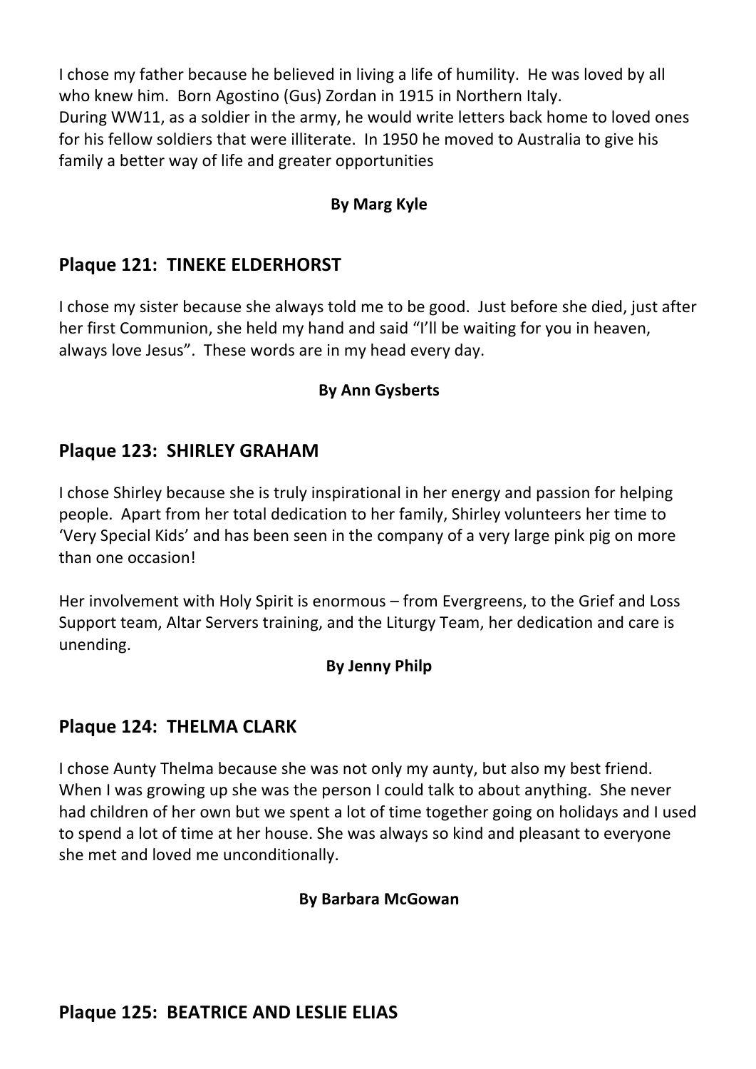I chose my father because he believed in living a life of humility. He was loved by all who knew him. Born Agostino (Gus) Zordan in 1915 in Northern Italy.
During WW11, as a soldier in the army, he would write letters back home to loved ones for his fellow soldiers that were illiterate. In 1950 he moved to Australia to give his family a better way of life and greater opportunities

**By Marg Kyle**

## Plaque 121: TINEKE ELDERHORST

I chose my sister because she always told me to be good. Just before she died, just after her first Communion, she held my hand and said "I'll be waiting for you in heaven, always love Jesus". These words are in my head every day.

**By Ann Gysberts**

## Plaque 123: SHIRLEY GRAHAM

I chose Shirley because she is truly inspirational in her energy and passion for helping people. Apart from her total dedication to her family, Shirley volunteers her time to 'Very Special Kids' and has been seen in the company of a very large pink pig on more than one occasion!

Her involvement with Holy Spirit is enormous – from Evergreens, to the Grief and Loss Support team, Altar Servers training, and the Liturgy Team, her dedication and care is unending.

**By Jenny Philp**

## Plaque 124: THELMA CLARK

I chose Aunty Thelma because she was not only my aunty, but also my best friend. When I was growing up she was the person I could talk to about anything. She never had children of her own but we spent a lot of time together going on holidays and I used to spend a lot of time at her house. She was always so kind and pleasant to everyone she met and loved me unconditionally.

**By Barbara McGowan**

## Plaque 125: BEATRICE AND LESLIE ELIAS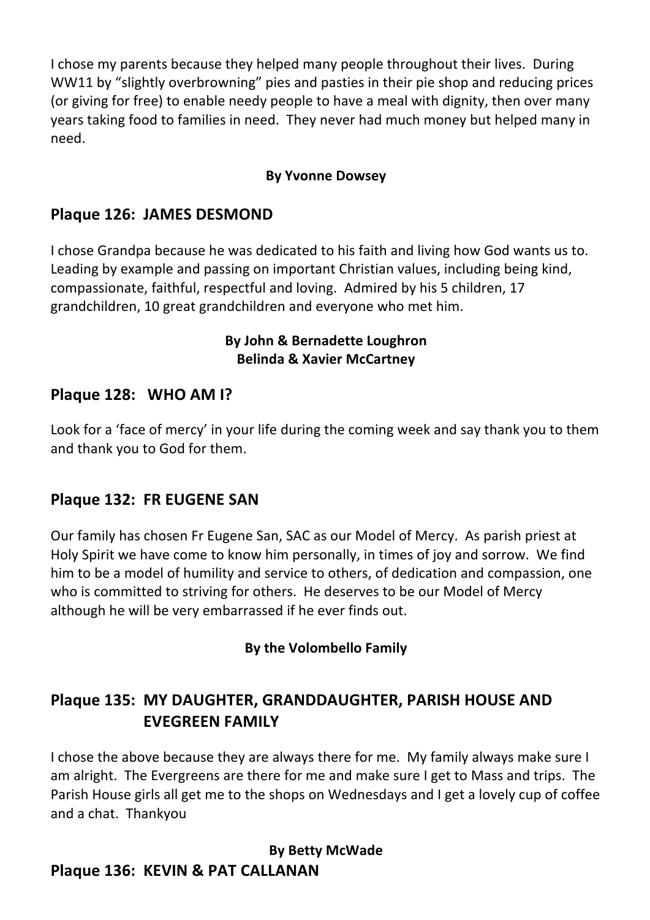I chose my parents because they helped many people throughout their lives. During WW11 by "slightly overbrowning" pies and pasties in their pie shop and reducing prices (or giving for free) to enable needy people to have a meal with dignity, then over many years taking food to families in need. They never had much money but helped many in need.

**By Yvonne Dowsey**

## Plaque 126: JAMES DESMOND

I chose Grandpa because he was dedicated to his faith and living how God wants us to. Leading by example and passing on important Christian values, including being kind, compassionate, faithful, respectful and loving. Admired by his 5 children, 17 grandchildren, 10 great grandchildren and everyone who met him.

**By John & Bernadette Loughron**
**Belinda & Xavier McCartney**

## Plaque 128: WHO AM I?

Look for a 'face of mercy' in your life during the coming week and say thank you to them and thank you to God for them.

## Plaque 132: FR EUGENE SAN

Our family has chosen Fr Eugene San, SAC as our Model of Mercy. As parish priest at Holy Spirit we have come to know him personally, in times of joy and sorrow. We find him to be a model of humility and service to others, of dedication and compassion, one who is committed to striving for others. He deserves to be our Model of Mercy although he will be very embarrassed if he ever finds out.

**By the Volombello Family**

## Plaque 135: MY DAUGHTER, GRANDDAUGHTER, PARISH HOUSE AND EVEGREEN FAMILY

I chose the above because they are always there for me. My family always make sure I am alright. The Evergreens are there for me and make sure I get to Mass and trips. The Parish House girls all get me to the shops on Wednesdays and I get a lovely cup of coffee and a chat. Thankyou

**By Betty McWade**

## Plaque 136: KEVIN & PAT CALLANAN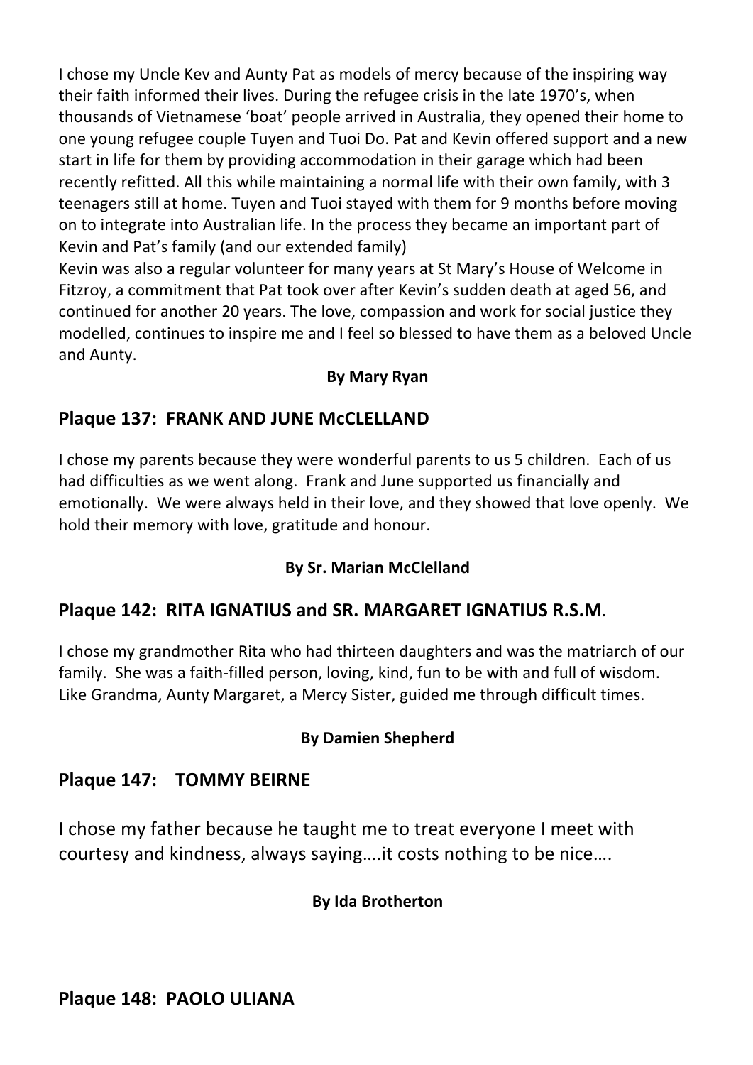I chose my Uncle Kev and Aunty Pat as models of mercy because of the inspiring way their faith informed their lives. During the refugee crisis in the late 1970's, when thousands of Vietnamese 'boat' people arrived in Australia, they opened their home to one young refugee couple Tuyen and Tuoi Do. Pat and Kevin offered support and a new start in life for them by providing accommodation in their garage which had been recently refitted. All this while maintaining a normal life with their own family, with 3 teenagers still at home. Tuyen and Tuoi stayed with them for 9 months before moving on to integrate into Australian life. In the process they became an important part of Kevin and Pat's family (and our extended family)

Kevin was also a regular volunteer for many years at St Mary's House of Welcome in Fitzroy, a commitment that Pat took over after Kevin's sudden death at aged 56, and continued for another 20 years. The love, compassion and work for social justice they modelled, continues to inspire me and I feel so blessed to have them as a beloved Uncle and Aunty.

**By Mary Ryan**

## Plaque 137: FRANK AND JUNE McCLELLAND

I chose my parents because they were wonderful parents to us 5 children. Each of us had difficulties as we went along. Frank and June supported us financially and emotionally. We were always held in their love, and they showed that love openly. We hold their memory with love, gratitude and honour.

**By Sr. Marian McClelland**

## Plaque 142: RITA IGNATIUS and SR. MARGARET IGNATIUS R.S.M.

I chose my grandmother Rita who had thirteen daughters and was the matriarch of our family. She was a faith-filled person, loving, kind, fun to be with and full of wisdom. Like Grandma, Aunty Margaret, a Mercy Sister, guided me through difficult times.

**By Damien Shepherd**

## Plaque 147: TOMMY BEIRNE

I chose my father because he taught me to treat everyone I meet with courtesy and kindness, always saying….it costs nothing to be nice….

**By Ida Brotherton**

## Plaque 148: PAOLO ULIANA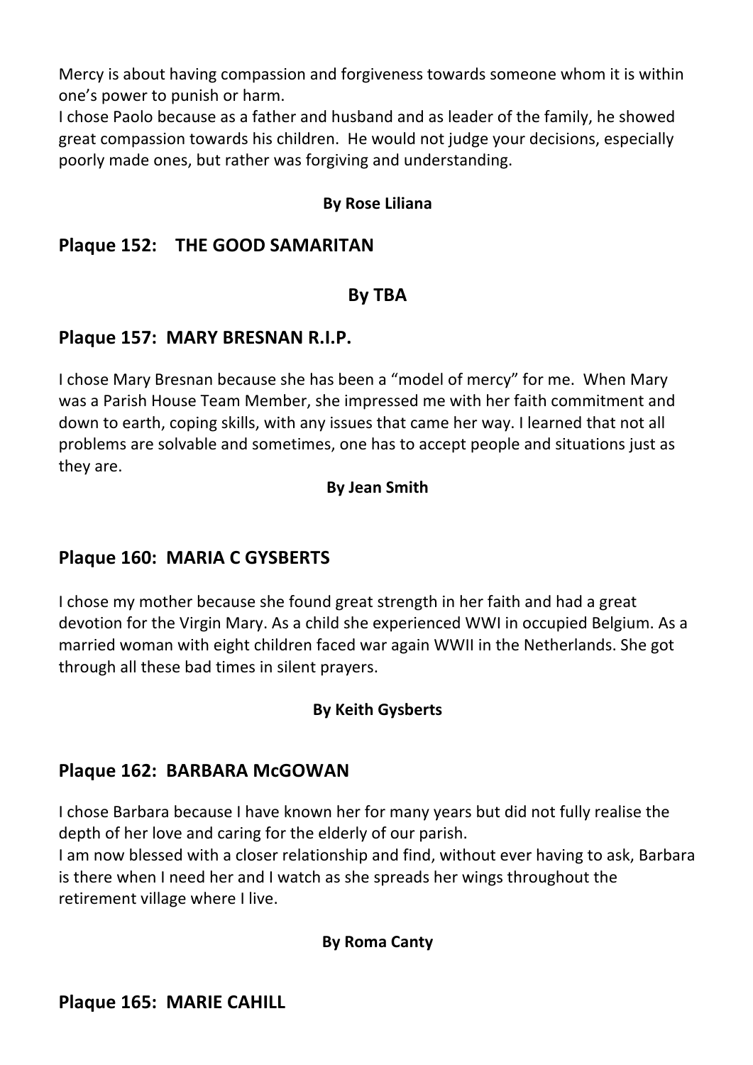Mercy is about having compassion and forgiveness towards someone whom it is within one's power to punish or harm.
I chose Paolo because as a father and husband and as leader of the family, he showed great compassion towards his children. He would not judge your decisions, especially poorly made ones, but rather was forgiving and understanding.

**By Rose Liliana**

## Plaque 152: THE GOOD SAMARITAN

**By TBA**

## Plaque 157: MARY BRESNAN R.I.P.

I chose Mary Bresnan because she has been a "model of mercy" for me. When Mary was a Parish House Team Member, she impressed me with her faith commitment and down to earth, coping skills, with any issues that came her way. I learned that not all problems are solvable and sometimes, one has to accept people and situations just as they are.

**By Jean Smith**

## Plaque 160: MARIA C GYSBERTS

I chose my mother because she found great strength in her faith and had a great devotion for the Virgin Mary. As a child she experienced WWI in occupied Belgium. As a married woman with eight children faced war again WWII in the Netherlands. She got through all these bad times in silent prayers.

**By Keith Gysberts**

## Plaque 162: BARBARA McGOWAN

I chose Barbara because I have known her for many years but did not fully realise the depth of her love and caring for the elderly of our parish.
I am now blessed with a closer relationship and find, without ever having to ask, Barbara is there when I need her and I watch as she spreads her wings throughout the retirement village where I live.

**By Roma Canty**

## Plaque 165: MARIE CAHILL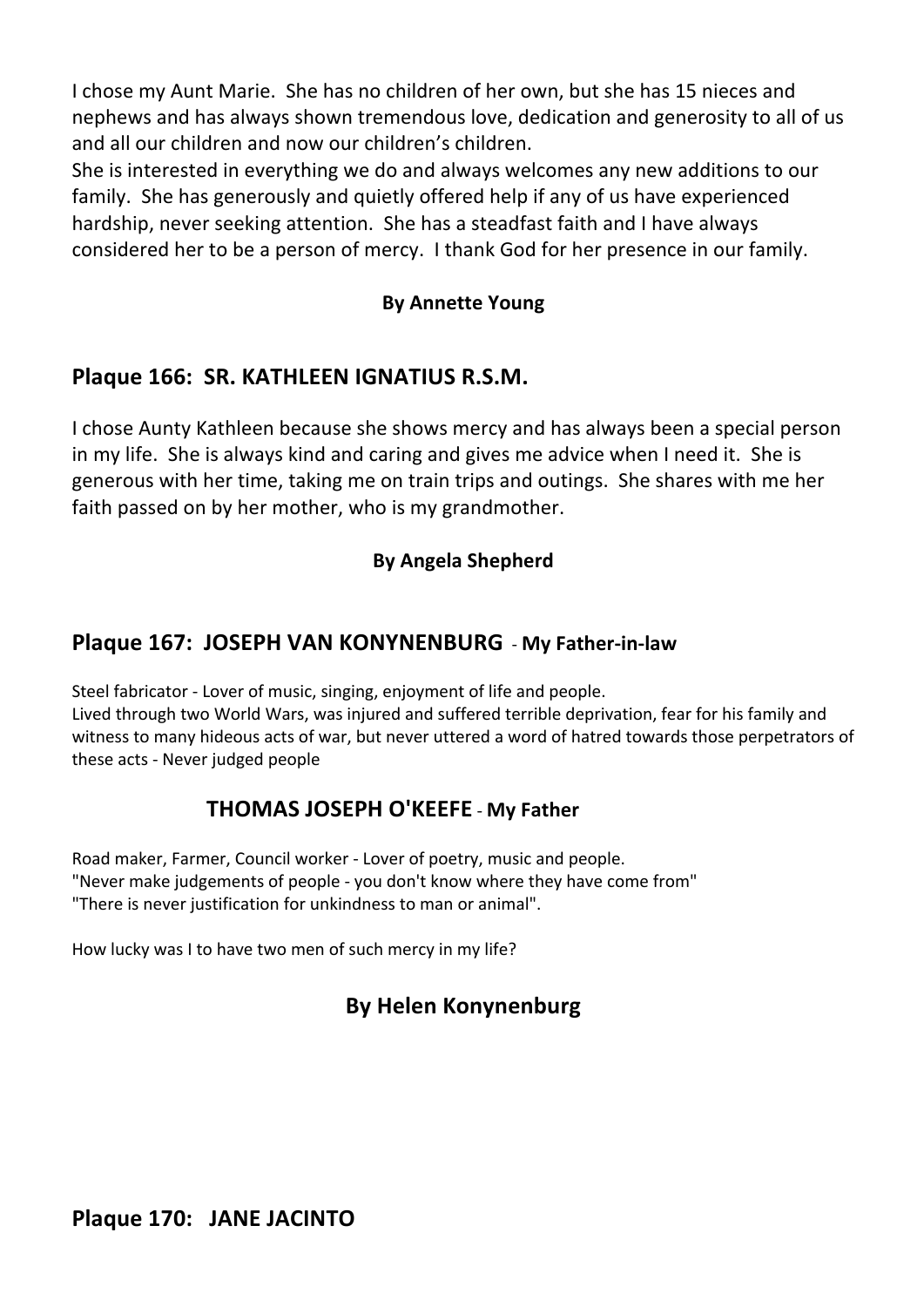I chose my Aunt Marie. She has no children of her own, but she has 15 nieces and nephews and has always shown tremendous love, dedication and generosity to all of us and all our children and now our children's children.
She is interested in everything we do and always welcomes any new additions to our family. She has generously and quietly offered help if any of us have experienced hardship, never seeking attention. She has a steadfast faith and I have always considered her to be a person of mercy. I thank God for her presence in our family.

**By Annette Young**

## Plaque 166: SR. KATHLEEN IGNATIUS R.S.M.

I chose Aunty Kathleen because she shows mercy and has always been a special person in my life. She is always kind and caring and gives me advice when I need it. She is generous with her time, taking me on train trips and outings. She shares with me her faith passed on by her mother, who is my grandmother.

**By Angela Shepherd**

## Plaque 167: JOSEPH VAN KONYNENBURG - My Father-in-law

Steel fabricator - Lover of music, singing, enjoyment of life and people.
Lived through two World Wars, was injured and suffered terrible deprivation, fear for his family and witness to many hideous acts of war, but never uttered a word of hatred towards those perpetrators of these acts - Never judged people

### THOMAS JOSEPH O'KEEFE - My Father

Road maker, Farmer, Council worker - Lover of poetry, music and people.
"Never make judgements of people - you don't know where they have come from"
"There is never justification for unkindness to man or animal".

How lucky was I to have two men of such mercy in my life?

**By Helen Konynenburg**

## Plaque 170: JANE JACINTO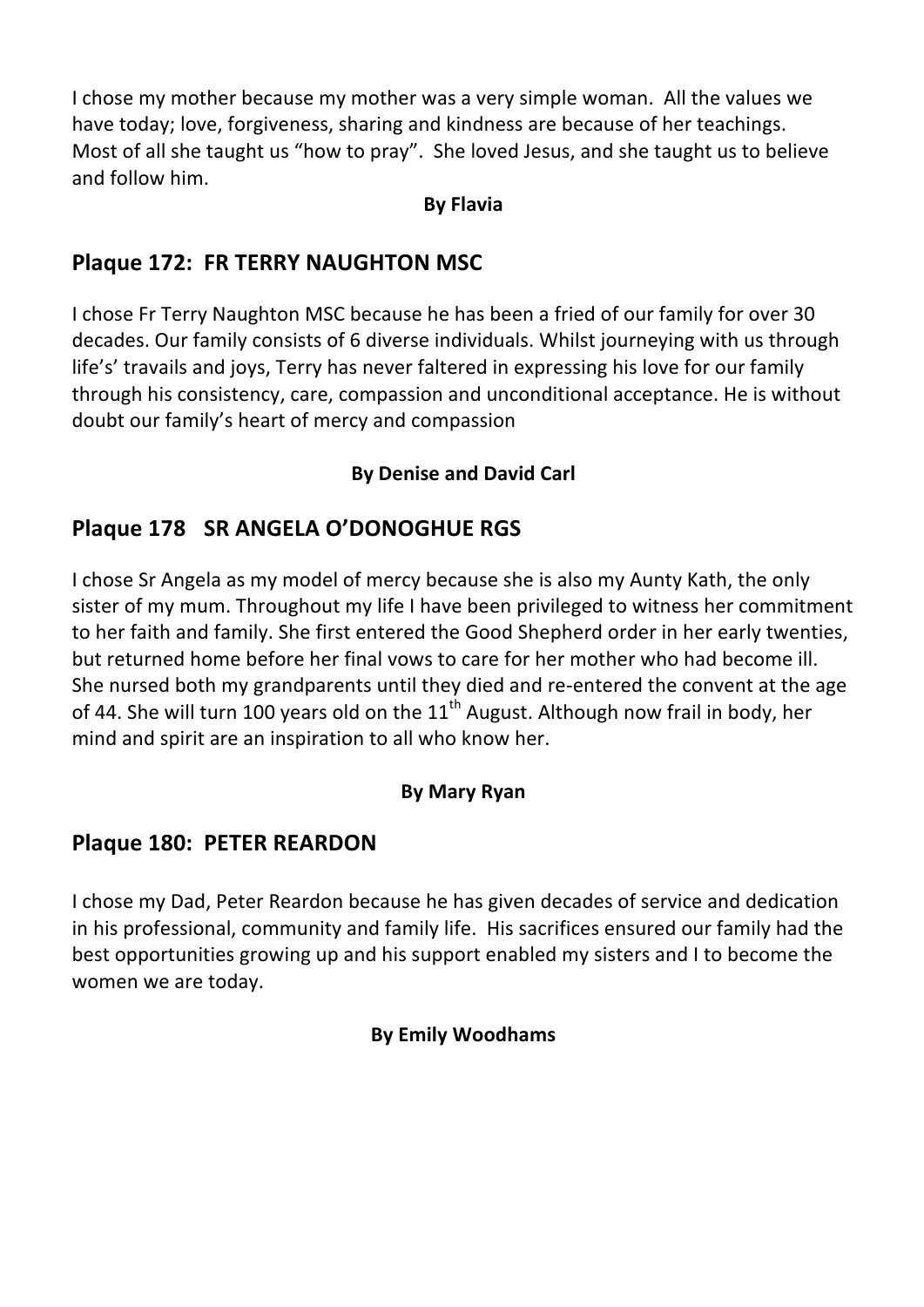I chose my mother because my mother was a very simple woman. All the values we have today; love, forgiveness, sharing and kindness are because of her teachings. Most of all she taught us "how to pray". She loved Jesus, and she taught us to believe and follow him.

**By Flavia**

## Plaque 172: FR TERRY NAUGHTON MSC

I chose Fr Terry Naughton MSC because he has been a fried of our family for over 30 decades. Our family consists of 6 diverse individuals. Whilst journeying with us through life's' travails and joys, Terry has never faltered in expressing his love for our family through his consistency, care, compassion and unconditional acceptance. He is without doubt our family's heart of mercy and compassion

**By Denise and David Carl**

## Plaque 178 SR ANGELA O'DONOGHUE RGS

I chose Sr Angela as my model of mercy because she is also my Aunty Kath, the only sister of my mum. Throughout my life I have been privileged to witness her commitment to her faith and family. She first entered the Good Shepherd order in her early twenties, but returned home before her final vows to care for her mother who had become ill. She nursed both my grandparents until they died and re-entered the convent at the age of 44. She will turn 100 years old on the 11th August. Although now frail in body, her mind and spirit are an inspiration to all who know her.

**By Mary Ryan**

## Plaque 180: PETER REARDON

I chose my Dad, Peter Reardon because he has given decades of service and dedication in his professional, community and family life. His sacrifices ensured our family had the best opportunities growing up and his support enabled my sisters and I to become the women we are today.

**By Emily Woodhams**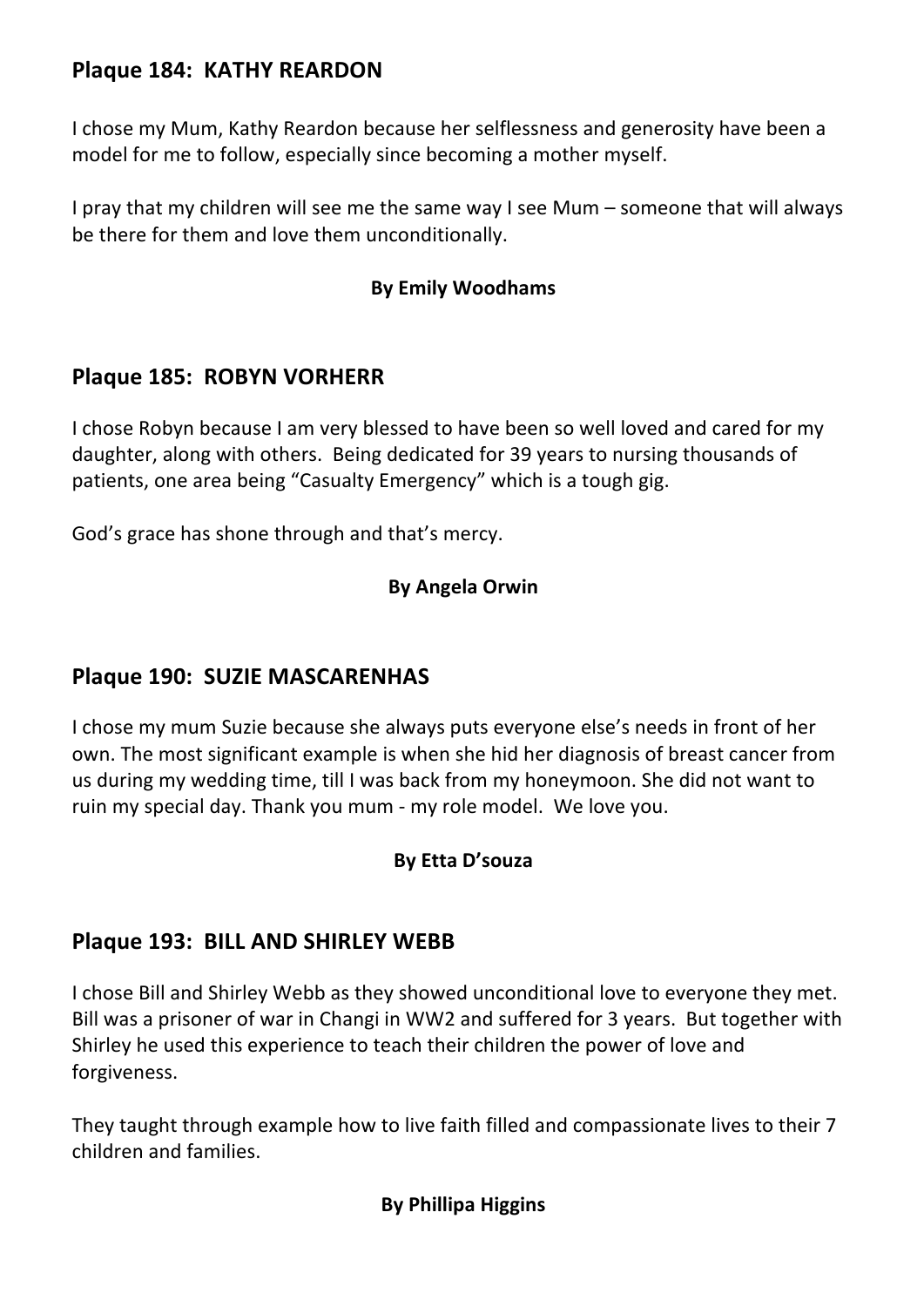## Plaque 184: KATHY REARDON

I chose my Mum, Kathy Reardon because her selflessness and generosity have been a model for me to follow, especially since becoming a mother myself.

I pray that my children will see me the same way I see Mum – someone that will always be there for them and love them unconditionally.

**By Emily Woodhams**

## Plaque 185: ROBYN VORHERR

I chose Robyn because I am very blessed to have been so well loved and cared for my daughter, along with others. Being dedicated for 39 years to nursing thousands of patients, one area being "Casualty Emergency" which is a tough gig.

God's grace has shone through and that's mercy.

**By Angela Orwin**

## Plaque 190: SUZIE MASCARENHAS

I chose my mum Suzie because she always puts everyone else's needs in front of her own. The most significant example is when she hid her diagnosis of breast cancer from us during my wedding time, till I was back from my honeymoon. She did not want to ruin my special day. Thank you mum - my role model. We love you.

**By Etta D'souza**

## Plaque 193: BILL AND SHIRLEY WEBB

I chose Bill and Shirley Webb as they showed unconditional love to everyone they met. Bill was a prisoner of war in Changi in WW2 and suffered for 3 years. But together with Shirley he used this experience to teach their children the power of love and forgiveness.

They taught through example how to live faith filled and compassionate lives to their 7 children and families.

**By Phillipa Higgins**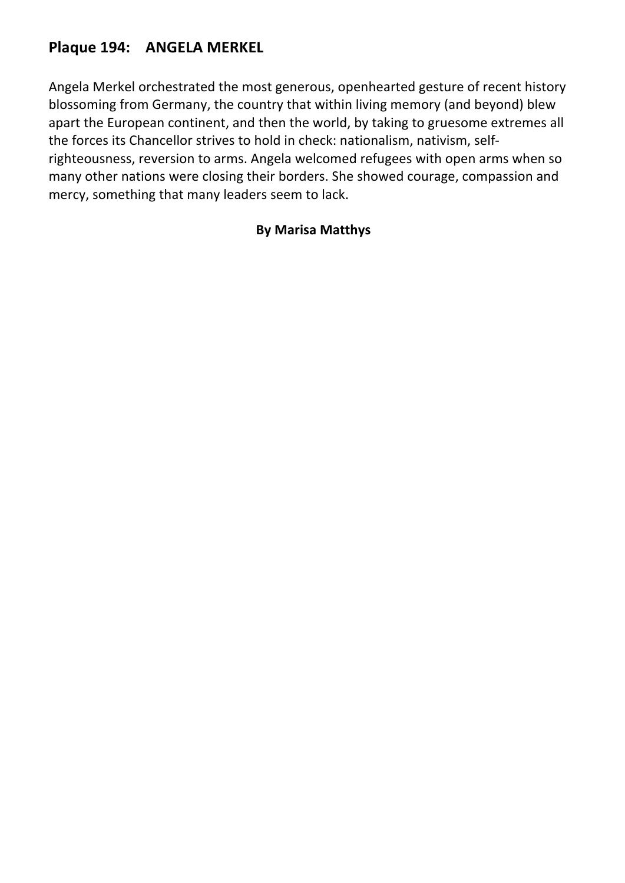## Plaque 194: ANGELA MERKEL

Angela Merkel orchestrated the most generous, openhearted gesture of recent history blossoming from Germany, the country that within living memory (and beyond) blew apart the European continent, and then the world, by taking to gruesome extremes all the forces its Chancellor strives to hold in check: nationalism, nativism, self-righteousness, reversion to arms. Angela welcomed refugees with open arms when so many other nations were closing their borders. She showed courage, compassion and mercy, something that many leaders seem to lack.

**By Marisa Matthys**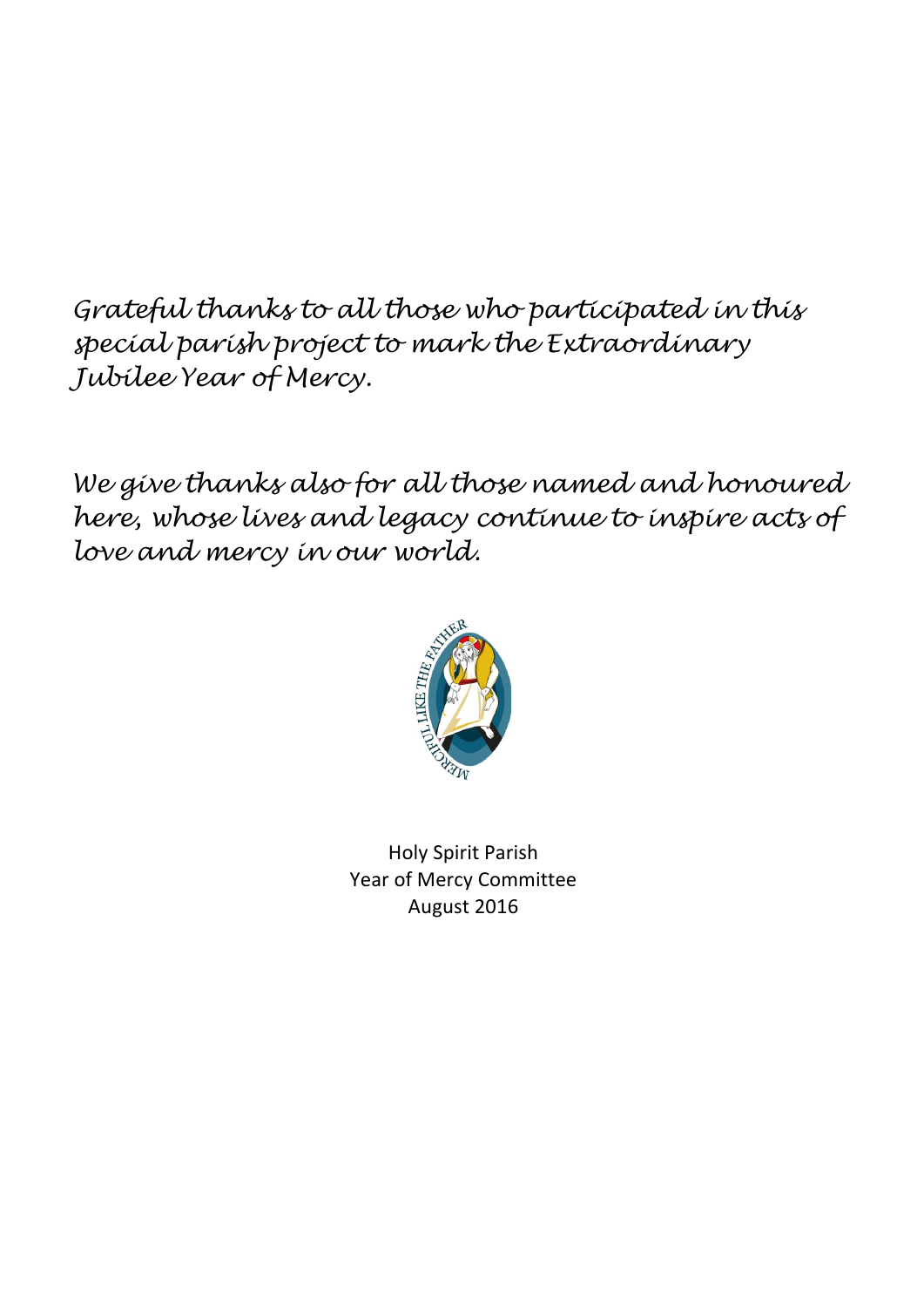*Grateful thanks to all those who participated in this special parish project to mark the Extraordinary Jubilee Year of Mercy.*

*We give thanks also for all those named and honoured here, whose lives and legacy continue to inspire acts of love and mercy in our world.*

Holy Spirit Parish
Year of Mercy Committee
August 2016